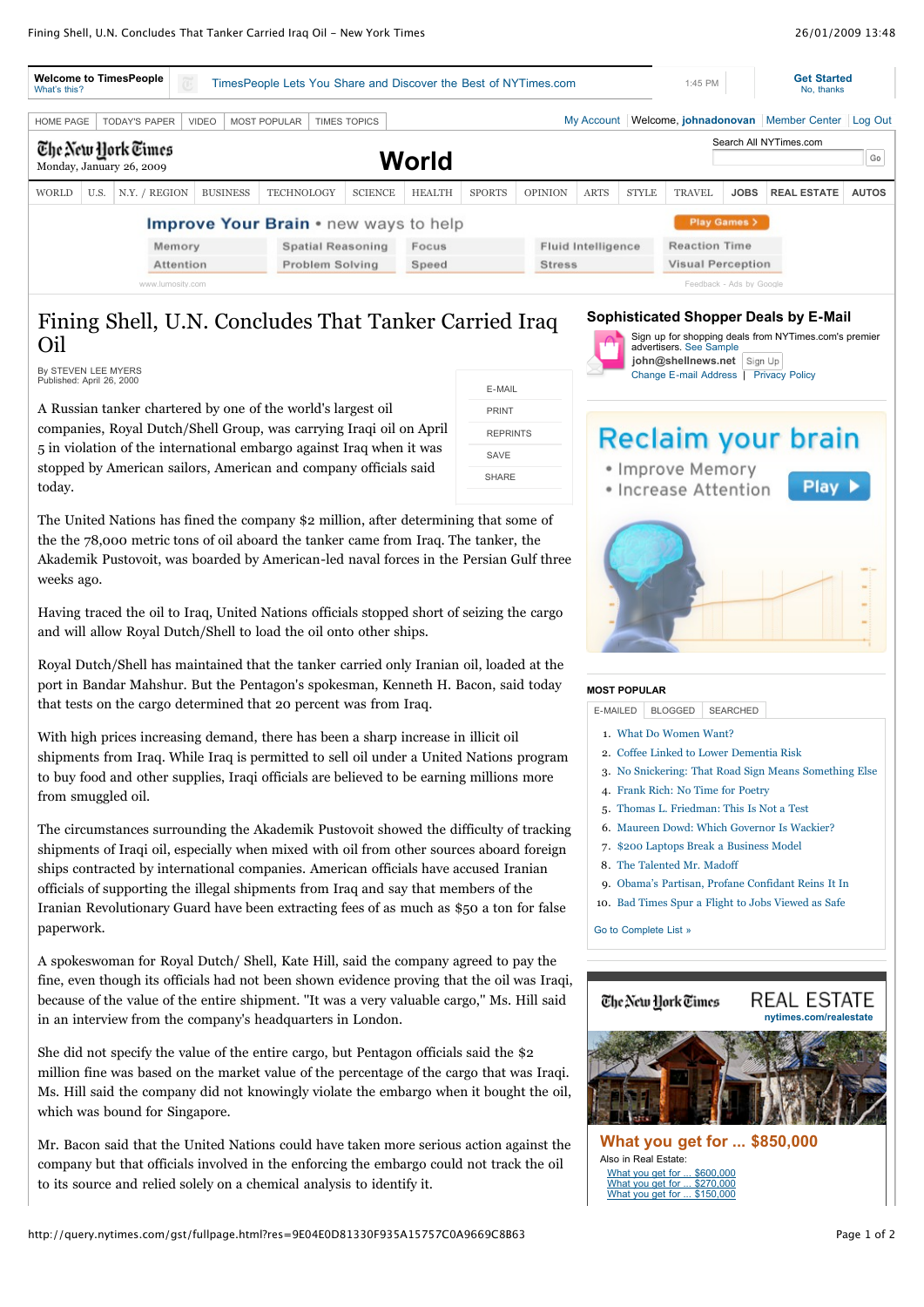# Fining Shell, U.N. Concludes That Tanker Carried Iraq Oil

By STEVEN LEE MYERS
Published: April 26, 2000

A Russian tanker chartered by one of the world's largest oil companies, Royal Dutch/Shell Group, was carrying Iraqi oil on April 5 in violation of the international embargo against Iraq when it was stopped by American sailors, American and company officials said today.

The United Nations has fined the company $2 million, after determining that some of the the 78,000 metric tons of oil aboard the tanker came from Iraq. The tanker, the Akademik Pustovoit, was boarded by American-led naval forces in the Persian Gulf three weeks ago.

Having traced the oil to Iraq, United Nations officials stopped short of seizing the cargo and will allow Royal Dutch/Shell to load the oil onto other ships.

Royal Dutch/Shell has maintained that the tanker carried only Iranian oil, loaded at the port in Bandar Mahshur. But the Pentagon's spokesman, Kenneth H. Bacon, said today that tests on the cargo determined that 20 percent was from Iraq.

With high prices increasing demand, there has been a sharp increase in illicit oil shipments from Iraq. While Iraq is permitted to sell oil under a United Nations program to buy food and other supplies, Iraqi officials are believed to be earning millions more from smuggled oil.

The circumstances surrounding the Akademik Pustovoit showed the difficulty of tracking shipments of Iraqi oil, especially when mixed with oil from other sources aboard foreign ships contracted by international companies. American officials have accused Iranian officials of supporting the illegal shipments from Iraq and say that members of the Iranian Revolutionary Guard have been extracting fees of as much as $50 a ton for false paperwork.

A spokeswoman for Royal Dutch/ Shell, Kate Hill, said the company agreed to pay the fine, even though its officials had not been shown evidence proving that the oil was Iraqi, because of the value of the entire shipment. "It was a very valuable cargo," Ms. Hill said in an interview from the company's headquarters in London.

She did not specify the value of the entire cargo, but Pentagon officials said the $2 million fine was based on the market value of the percentage of the cargo that was Iraqi. Ms. Hill said the company did not knowingly violate the embargo when it bought the oil, which was bound for Singapore.

Mr. Bacon said that the United Nations could have taken more serious action against the company but that officials involved in the enforcing the embargo could not track the oil to its source and relied solely on a chemical analysis to identify it.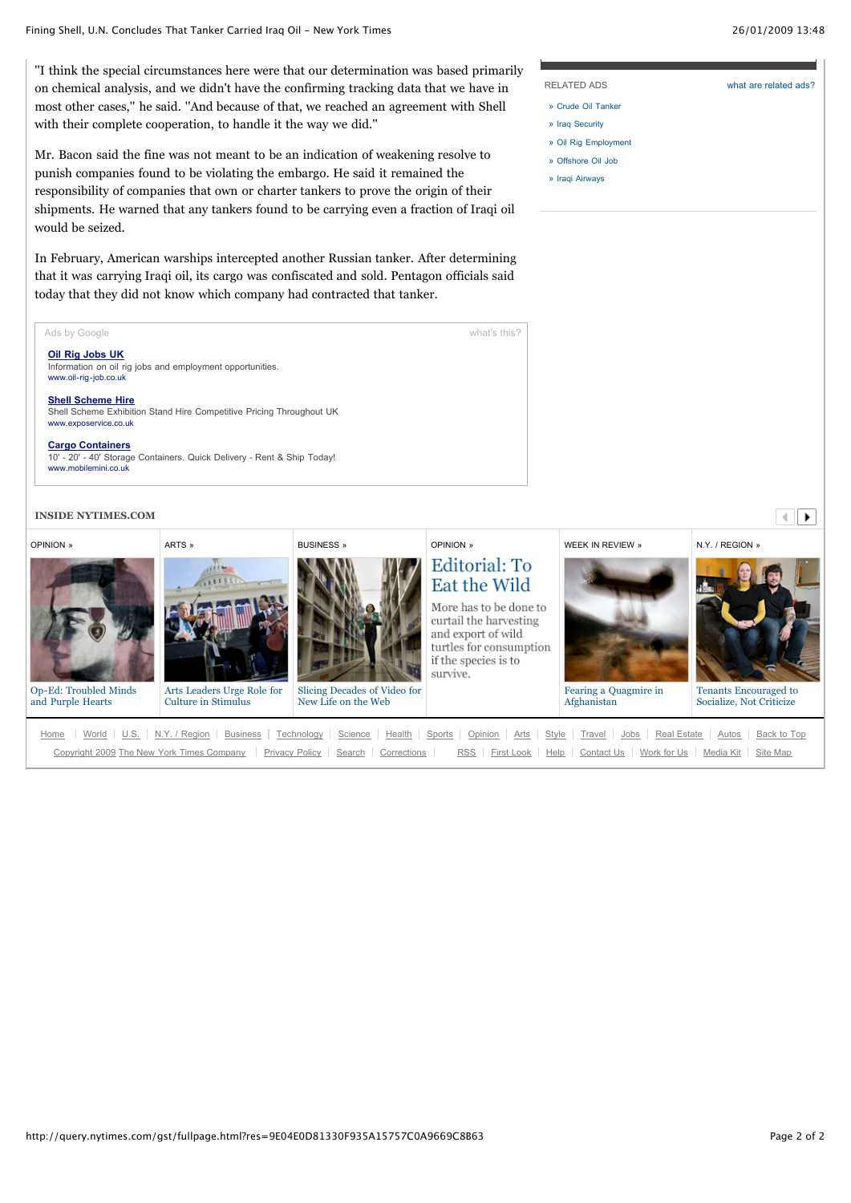"I think the special circumstances here were that our determination was based primarily on chemical analysis, and we didn't have the confirming tracking data that we have in most other cases," he said. "And because of that, we reached an agreement with Shell with their complete cooperation, to handle it the way we did."

Mr. Bacon said the fine was not meant to be an indication of weakening resolve to punish companies found to be violating the embargo. He said it remained the responsibility of companies that own or charter tankers to prove the origin of their shipments. He warned that any tankers found to be carrying even a fraction of Iraqi oil would be seized.

In February, American warships intercepted another Russian tanker. After determining that it was carrying Iraqi oil, its cargo was confiscated and sold. Pentagon officials said today that they did not know which company had contracted that tanker.

RELATED ADS — what are related ads?

- » Crude Oil Tanker
- » Iraq Security
- » Oil Rig Employment
- » Offshore Oil Job
- » Iraqi Airways

Ads by Google — what's this?

**Oil Rig Jobs UK**
Information on oil rig jobs and employment opportunities.
www.oil-rig-job.co.uk

**Shell Scheme Hire**
Shell Scheme Exhibition Stand Hire Competitive Pricing Throughout UK
www.exposervice.co.uk

**Cargo Containers**
10' - 20' - 40' Storage Containers. Quick Delivery - Rent & Ship Today!
www.mobilemini.co.uk

## INSIDE NYTIMES.COM

OPINION » Op-Ed: Troubled Minds and Purple Hearts

ARTS » Arts Leaders Urge Role for Culture in Stimulus

BUSINESS » Slicing Decades of Video for New Life on the Web

OPINION » Editorial: To Eat the Wild
More has to be done to curtail the harvesting and export of wild turtles for consumption if the species is to survive.

WEEK IN REVIEW » Fearing a Quagmire in Afghanistan

N.Y. / REGION » Tenants Encouraged to Socialize, Not Criticize

Home | World | U.S. | N.Y. / Region | Business | Technology | Science | Health | Sports | Opinion | Arts | Style | Travel | Jobs | Real Estate | Autos | Back to Top

Copyright 2009 The New York Times Company | Privacy Policy | Search | Corrections | RSS | First Look | Help | Contact Us | Work for Us | Media Kit | Site Map